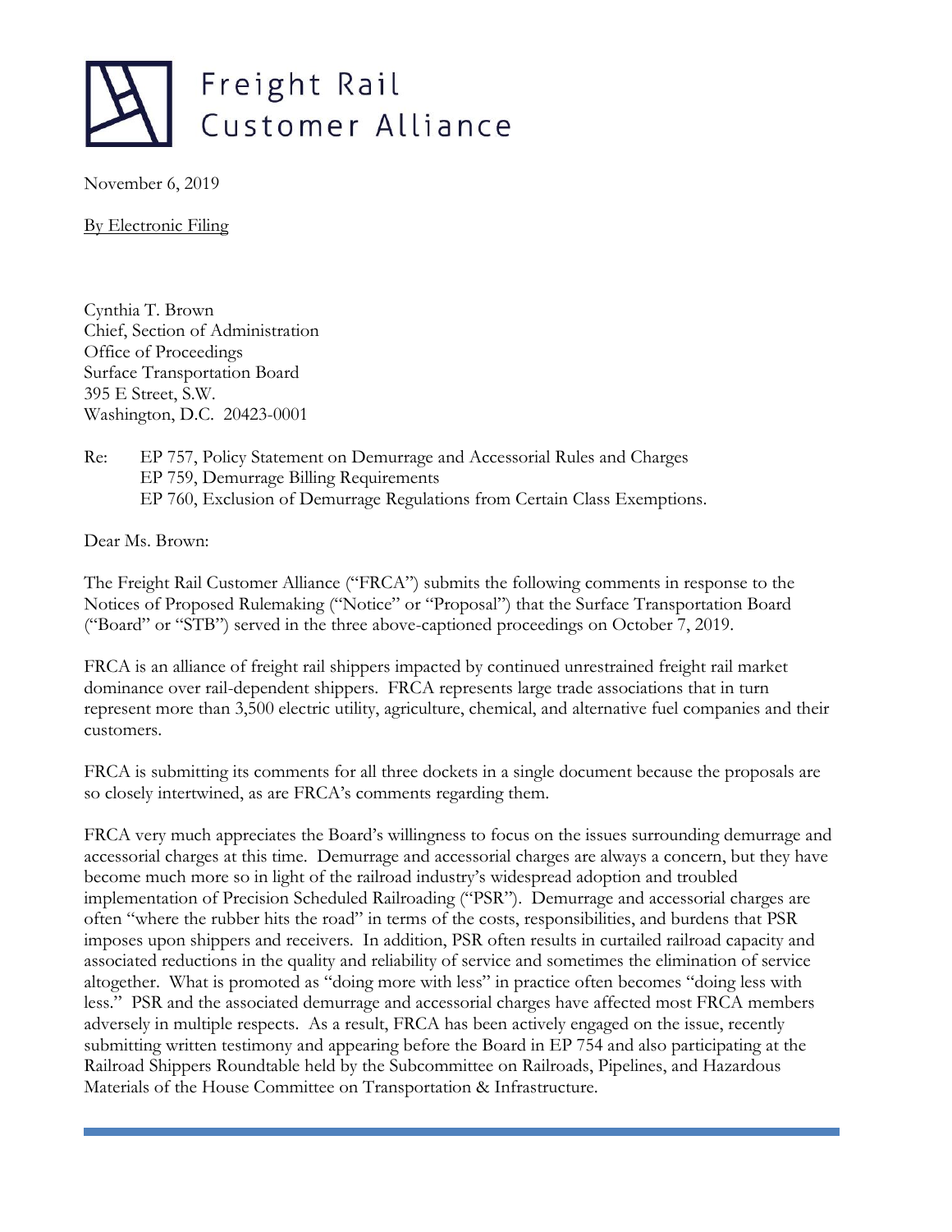# Freight Rail Customer Alliance

November 6, 2019

By Electronic Filing

Cynthia T. Brown
Chief, Section of Administration
Office of Proceedings
Surface Transportation Board
395 E Street, S.W.
Washington, D.C. 20423-0001

Re: EP 757, Policy Statement on Demurrage and Accessorial Rules and Charges
EP 759, Demurrage Billing Requirements
EP 760, Exclusion of Demurrage Regulations from Certain Class Exemptions.

Dear Ms. Brown:

The Freight Rail Customer Alliance ("FRCA") submits the following comments in response to the Notices of Proposed Rulemaking ("Notice" or "Proposal") that the Surface Transportation Board ("Board" or "STB") served in the three above-captioned proceedings on October 7, 2019.

FRCA is an alliance of freight rail shippers impacted by continued unrestrained freight rail market dominance over rail-dependent shippers. FRCA represents large trade associations that in turn represent more than 3,500 electric utility, agriculture, chemical, and alternative fuel companies and their customers.

FRCA is submitting its comments for all three dockets in a single document because the proposals are so closely intertwined, as are FRCA's comments regarding them.

FRCA very much appreciates the Board's willingness to focus on the issues surrounding demurrage and accessorial charges at this time. Demurrage and accessorial charges are always a concern, but they have become much more so in light of the railroad industry's widespread adoption and troubled implementation of Precision Scheduled Railroading ("PSR"). Demurrage and accessorial charges are often "where the rubber hits the road" in terms of the costs, responsibilities, and burdens that PSR imposes upon shippers and receivers. In addition, PSR often results in curtailed railroad capacity and associated reductions in the quality and reliability of service and sometimes the elimination of service altogether. What is promoted as "doing more with less" in practice often becomes "doing less with less." PSR and the associated demurrage and accessorial charges have affected most FRCA members adversely in multiple respects. As a result, FRCA has been actively engaged on the issue, recently submitting written testimony and appearing before the Board in EP 754 and also participating at the Railroad Shippers Roundtable held by the Subcommittee on Railroads, Pipelines, and Hazardous Materials of the House Committee on Transportation & Infrastructure.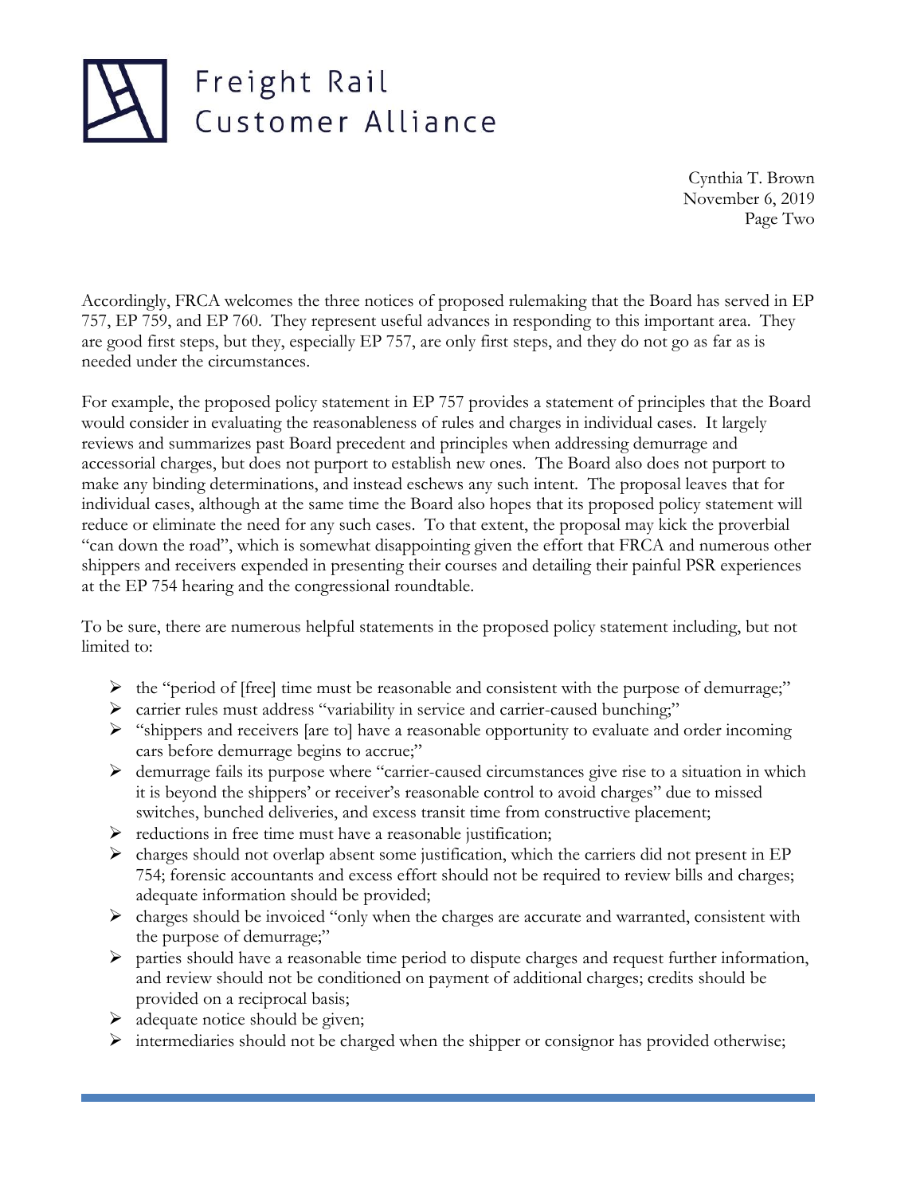Accordingly, FRCA welcomes the three notices of proposed rulemaking that the Board has served in EP 757, EP 759, and EP 760. They represent useful advances in responding to this important area. They are good first steps, but they, especially EP 757, are only first steps, and they do not go as far as is needed under the circumstances.

For example, the proposed policy statement in EP 757 provides a statement of principles that the Board would consider in evaluating the reasonableness of rules and charges in individual cases. It largely reviews and summarizes past Board precedent and principles when addressing demurrage and accessorial charges, but does not purport to establish new ones. The Board also does not purport to make any binding determinations, and instead eschews any such intent. The proposal leaves that for individual cases, although at the same time the Board also hopes that its proposed policy statement will reduce or eliminate the need for any such cases. To that extent, the proposal may kick the proverbial "can down the road", which is somewhat disappointing given the effort that FRCA and numerous other shippers and receivers expended in presenting their courses and detailing their painful PSR experiences at the EP 754 hearing and the congressional roundtable.

To be sure, there are numerous helpful statements in the proposed policy statement including, but not limited to:

- the "period of [free] time must be reasonable and consistent with the purpose of demurrage;"
- carrier rules must address "variability in service and carrier-caused bunching;"
- "shippers and receivers [are to] have a reasonable opportunity to evaluate and order incoming cars before demurrage begins to accrue;"
- demurrage fails its purpose where "carrier-caused circumstances give rise to a situation in which it is beyond the shippers' or receiver's reasonable control to avoid charges" due to missed switches, bunched deliveries, and excess transit time from constructive placement;
- reductions in free time must have a reasonable justification;
- charges should not overlap absent some justification, which the carriers did not present in EP 754; forensic accountants and excess effort should not be required to review bills and charges; adequate information should be provided;
- charges should be invoiced "only when the charges are accurate and warranted, consistent with the purpose of demurrage;"
- parties should have a reasonable time period to dispute charges and request further information, and review should not be conditioned on payment of additional charges; credits should be provided on a reciprocal basis;
- adequate notice should be given;
- intermediaries should not be charged when the shipper or consignor has provided otherwise;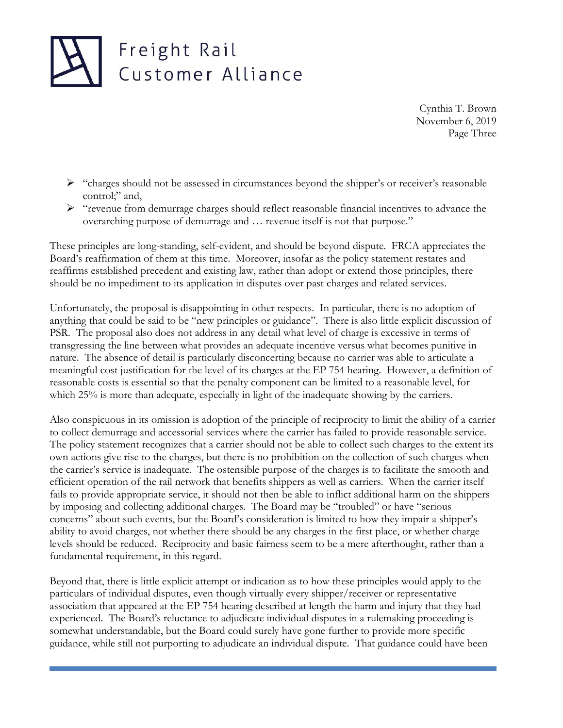- "charges should not be assessed in circumstances beyond the shipper's or receiver's reasonable control;" and,
- "revenue from demurrage charges should reflect reasonable financial incentives to advance the overarching purpose of demurrage and … revenue itself is not that purpose."

These principles are long-standing, self-evident, and should be beyond dispute. FRCA appreciates the Board's reaffirmation of them at this time. Moreover, insofar as the policy statement restates and reaffirms established precedent and existing law, rather than adopt or extend those principles, there should be no impediment to its application in disputes over past charges and related services.

Unfortunately, the proposal is disappointing in other respects. In particular, there is no adoption of anything that could be said to be "new principles or guidance". There is also little explicit discussion of PSR. The proposal also does not address in any detail what level of charge is excessive in terms of transgressing the line between what provides an adequate incentive versus what becomes punitive in nature. The absence of detail is particularly disconcerting because no carrier was able to articulate a meaningful cost justification for the level of its charges at the EP 754 hearing. However, a definition of reasonable costs is essential so that the penalty component can be limited to a reasonable level, for which 25% is more than adequate, especially in light of the inadequate showing by the carriers.

Also conspicuous in its omission is adoption of the principle of reciprocity to limit the ability of a carrier to collect demurrage and accessorial services where the carrier has failed to provide reasonable service. The policy statement recognizes that a carrier should not be able to collect such charges to the extent its own actions give rise to the charges, but there is no prohibition on the collection of such charges when the carrier's service is inadequate. The ostensible purpose of the charges is to facilitate the smooth and efficient operation of the rail network that benefits shippers as well as carriers. When the carrier itself fails to provide appropriate service, it should not then be able to inflict additional harm on the shippers by imposing and collecting additional charges. The Board may be "troubled" or have "serious concerns" about such events, but the Board's consideration is limited to how they impair a shipper's ability to avoid charges, not whether there should be any charges in the first place, or whether charge levels should be reduced. Reciprocity and basic fairness seem to be a mere afterthought, rather than a fundamental requirement, in this regard.

Beyond that, there is little explicit attempt or indication as to how these principles would apply to the particulars of individual disputes, even though virtually every shipper/receiver or representative association that appeared at the EP 754 hearing described at length the harm and injury that they had experienced. The Board's reluctance to adjudicate individual disputes in a rulemaking proceeding is somewhat understandable, but the Board could surely have gone further to provide more specific guidance, while still not purporting to adjudicate an individual dispute. That guidance could have been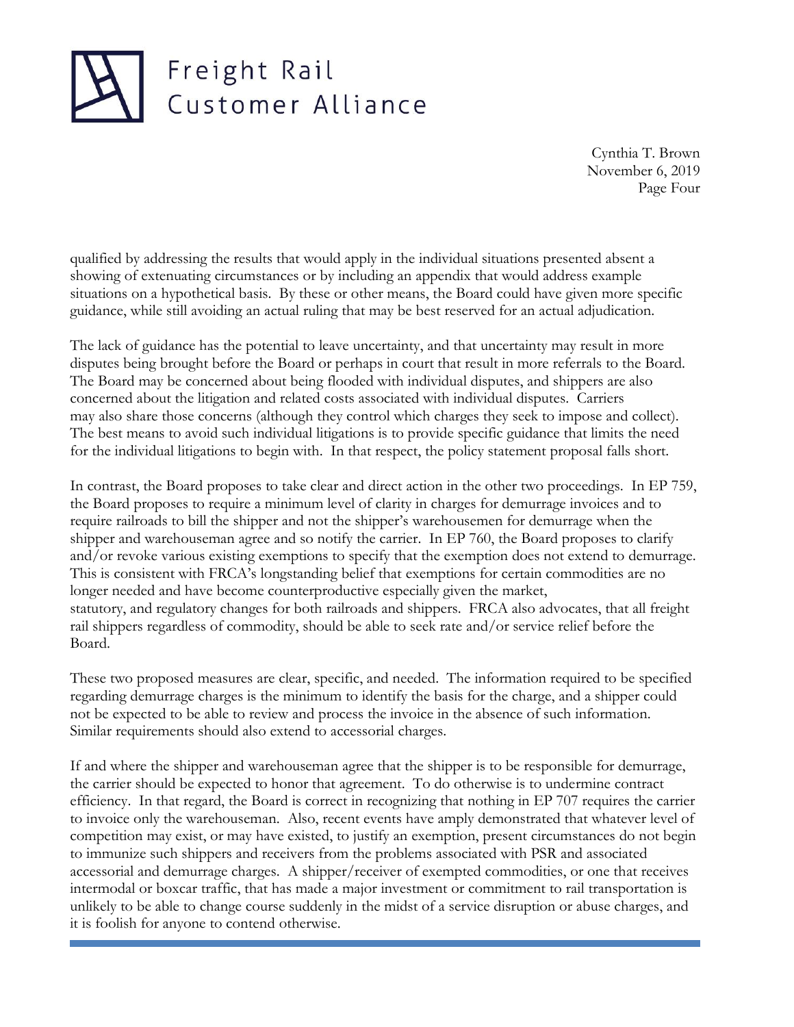qualified by addressing the results that would apply in the individual situations presented absent a showing of extenuating circumstances or by including an appendix that would address example situations on a hypothetical basis. By these or other means, the Board could have given more specific guidance, while still avoiding an actual ruling that may be best reserved for an actual adjudication.

The lack of guidance has the potential to leave uncertainty, and that uncertainty may result in more disputes being brought before the Board or perhaps in court that result in more referrals to the Board. The Board may be concerned about being flooded with individual disputes, and shippers are also concerned about the litigation and related costs associated with individual disputes. Carriers may also share those concerns (although they control which charges they seek to impose and collect). The best means to avoid such individual litigations is to provide specific guidance that limits the need for the individual litigations to begin with. In that respect, the policy statement proposal falls short.

In contrast, the Board proposes to take clear and direct action in the other two proceedings. In EP 759, the Board proposes to require a minimum level of clarity in charges for demurrage invoices and to require railroads to bill the shipper and not the shipper's warehousemen for demurrage when the shipper and warehouseman agree and so notify the carrier. In EP 760, the Board proposes to clarify and/or revoke various existing exemptions to specify that the exemption does not extend to demurrage. This is consistent with FRCA's longstanding belief that exemptions for certain commodities are no longer needed and have become counterproductive especially given the market, statutory, and regulatory changes for both railroads and shippers. FRCA also advocates, that all freight rail shippers regardless of commodity, should be able to seek rate and/or service relief before the Board.

These two proposed measures are clear, specific, and needed. The information required to be specified regarding demurrage charges is the minimum to identify the basis for the charge, and a shipper could not be expected to be able to review and process the invoice in the absence of such information. Similar requirements should also extend to accessorial charges.

If and where the shipper and warehouseman agree that the shipper is to be responsible for demurrage, the carrier should be expected to honor that agreement. To do otherwise is to undermine contract efficiency. In that regard, the Board is correct in recognizing that nothing in EP 707 requires the carrier to invoice only the warehouseman. Also, recent events have amply demonstrated that whatever level of competition may exist, or may have existed, to justify an exemption, present circumstances do not begin to immunize such shippers and receivers from the problems associated with PSR and associated accessorial and demurrage charges. A shipper/receiver of exempted commodities, or one that receives intermodal or boxcar traffic, that has made a major investment or commitment to rail transportation is unlikely to be able to change course suddenly in the midst of a service disruption or abuse charges, and it is foolish for anyone to contend otherwise.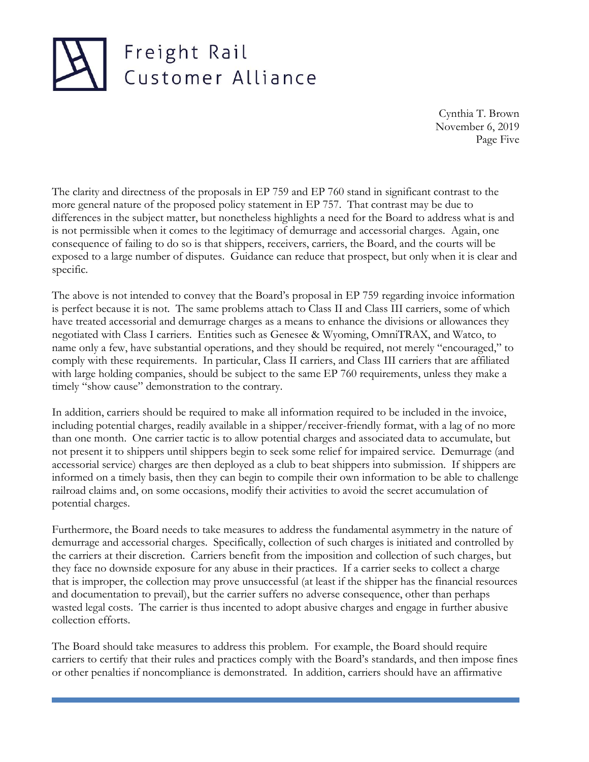The clarity and directness of the proposals in EP 759 and EP 760 stand in significant contrast to the more general nature of the proposed policy statement in EP 757. That contrast may be due to differences in the subject matter, but nonetheless highlights a need for the Board to address what is and is not permissible when it comes to the legitimacy of demurrage and accessorial charges. Again, one consequence of failing to do so is that shippers, receivers, carriers, the Board, and the courts will be exposed to a large number of disputes. Guidance can reduce that prospect, but only when it is clear and specific.

The above is not intended to convey that the Board's proposal in EP 759 regarding invoice information is perfect because it is not. The same problems attach to Class II and Class III carriers, some of which have treated accessorial and demurrage charges as a means to enhance the divisions or allowances they negotiated with Class I carriers. Entities such as Genesee & Wyoming, OmniTRAX, and Watco, to name only a few, have substantial operations, and they should be required, not merely "encouraged," to comply with these requirements. In particular, Class II carriers, and Class III carriers that are affiliated with large holding companies, should be subject to the same EP 760 requirements, unless they make a timely "show cause" demonstration to the contrary.

In addition, carriers should be required to make all information required to be included in the invoice, including potential charges, readily available in a shipper/receiver-friendly format, with a lag of no more than one month. One carrier tactic is to allow potential charges and associated data to accumulate, but not present it to shippers until shippers begin to seek some relief for impaired service. Demurrage (and accessorial service) charges are then deployed as a club to beat shippers into submission. If shippers are informed on a timely basis, then they can begin to compile their own information to be able to challenge railroad claims and, on some occasions, modify their activities to avoid the secret accumulation of potential charges.

Furthermore, the Board needs to take measures to address the fundamental asymmetry in the nature of demurrage and accessorial charges. Specifically, collection of such charges is initiated and controlled by the carriers at their discretion. Carriers benefit from the imposition and collection of such charges, but they face no downside exposure for any abuse in their practices. If a carrier seeks to collect a charge that is improper, the collection may prove unsuccessful (at least if the shipper has the financial resources and documentation to prevail), but the carrier suffers no adverse consequence, other than perhaps wasted legal costs. The carrier is thus incented to adopt abusive charges and engage in further abusive collection efforts.

The Board should take measures to address this problem. For example, the Board should require carriers to certify that their rules and practices comply with the Board's standards, and then impose fines or other penalties if noncompliance is demonstrated. In addition, carriers should have an affirmative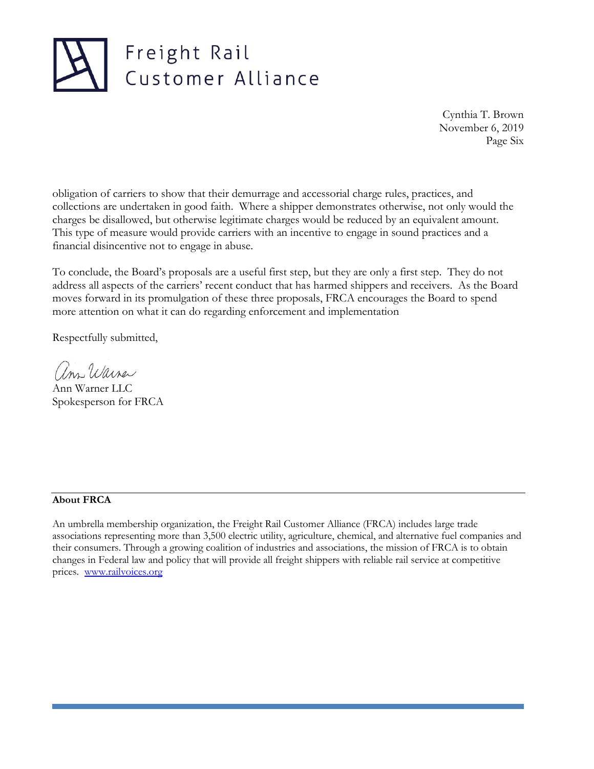obligation of carriers to show that their demurrage and accessorial charge rules, practices, and collections are undertaken in good faith. Where a shipper demonstrates otherwise, not only would the charges be disallowed, but otherwise legitimate charges would be reduced by an equivalent amount. This type of measure would provide carriers with an incentive to engage in sound practices and a financial disincentive not to engage in abuse.

To conclude, the Board's proposals are a useful first step, but they are only a first step. They do not address all aspects of the carriers' recent conduct that has harmed shippers and receivers. As the Board moves forward in its promulgation of these three proposals, FRCA encourages the Board to spend more attention on what it can do regarding enforcement and implementation

Respectfully submitted,

Ann Warner LLC
Spokesperson for FRCA

---

**About FRCA**

An umbrella membership organization, the Freight Rail Customer Alliance (FRCA) includes large trade associations representing more than 3,500 electric utility, agriculture, chemical, and alternative fuel companies and their consumers. Through a growing coalition of industries and associations, the mission of FRCA is to obtain changes in Federal law and policy that will provide all freight shippers with reliable rail service at competitive prices. [www.railvoices.org](http://www.railvoices.org)